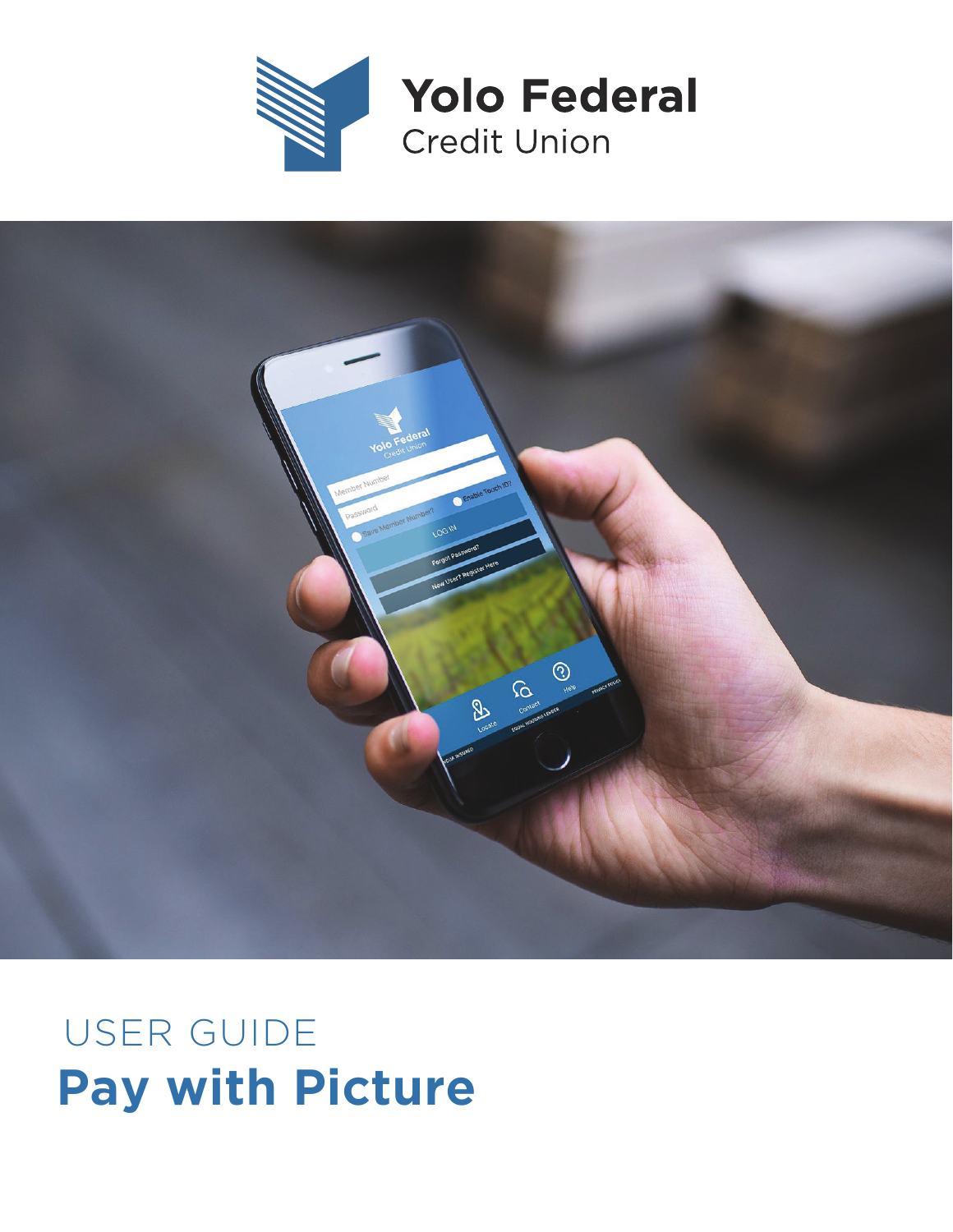Yolo Federal
Credit Union

USER GUIDE

# Pay with Picture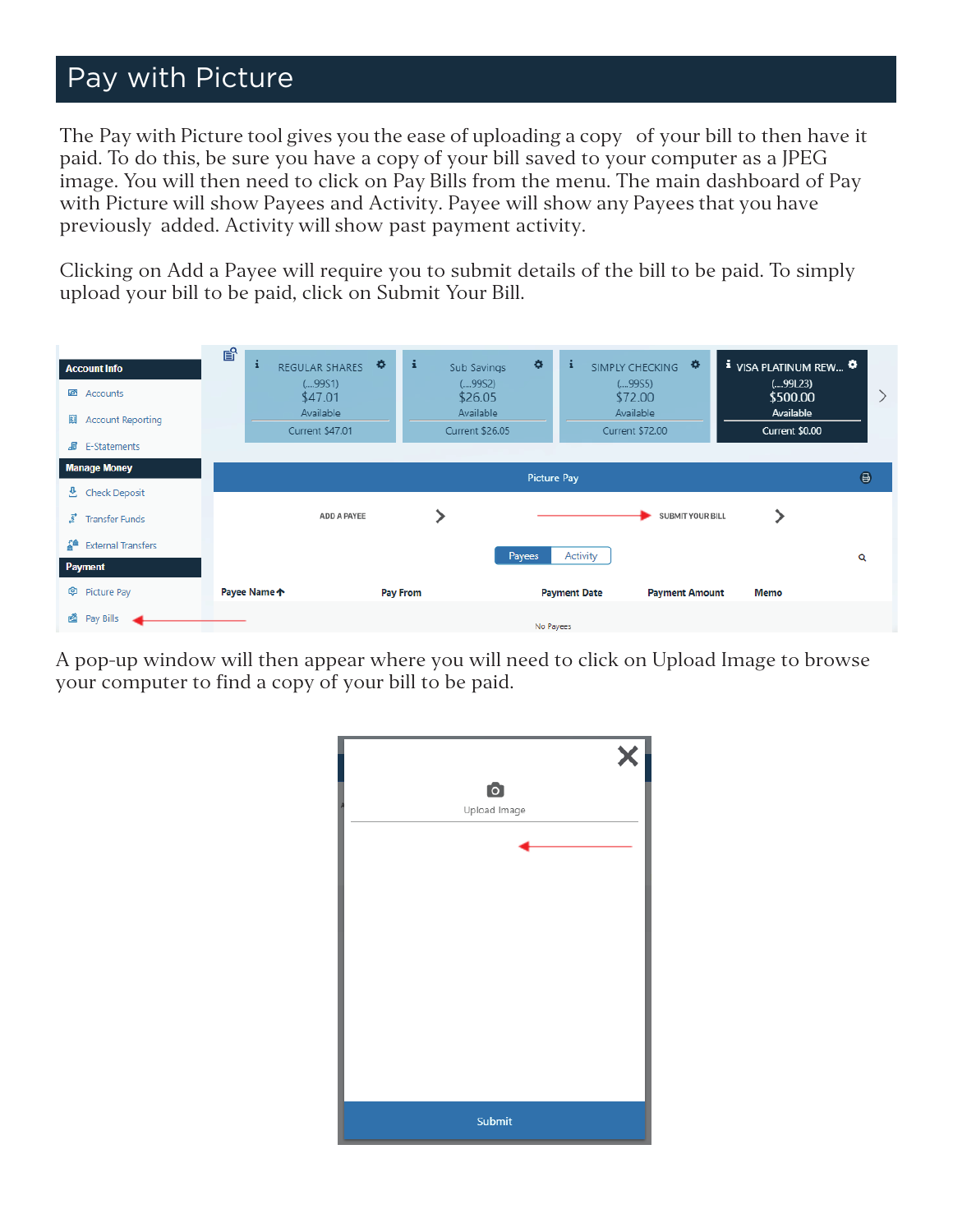# Pay with Picture

The Pay with Picture tool gives you the ease of uploading a copy of your bill to then have it paid. To do this, be sure you have a copy of your bill saved to your computer as a JPEG image. You will then need to click on Pay Bills from the menu. The main dashboard of Pay with Picture will show Payees and Activity. Payee will show any Payees that you have previously added. Activity will show past payment activity.

Clicking on Add a Payee will require you to submit details of the bill to be paid. To simply upload your bill to be paid, click on Submit Your Bill.

A pop-up window will then appear where you will need to click on Upload Image to browse your computer to find a copy of your bill to be paid.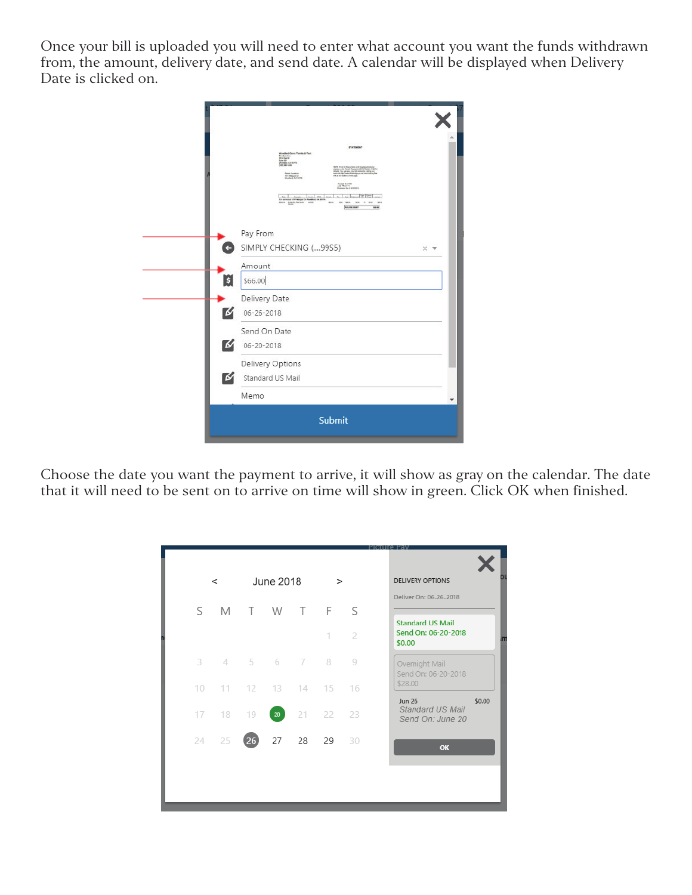Once your bill is uploaded you will need to enter what account you want the funds withdrawn from, the amount, delivery date, and send date. A calendar will be displayed when Delivery Date is clicked on.

Choose the date you want the payment to arrive, it will show as gray on the calendar. The date that it will need to be sent on to arrive on time will show in green. Click OK when finished.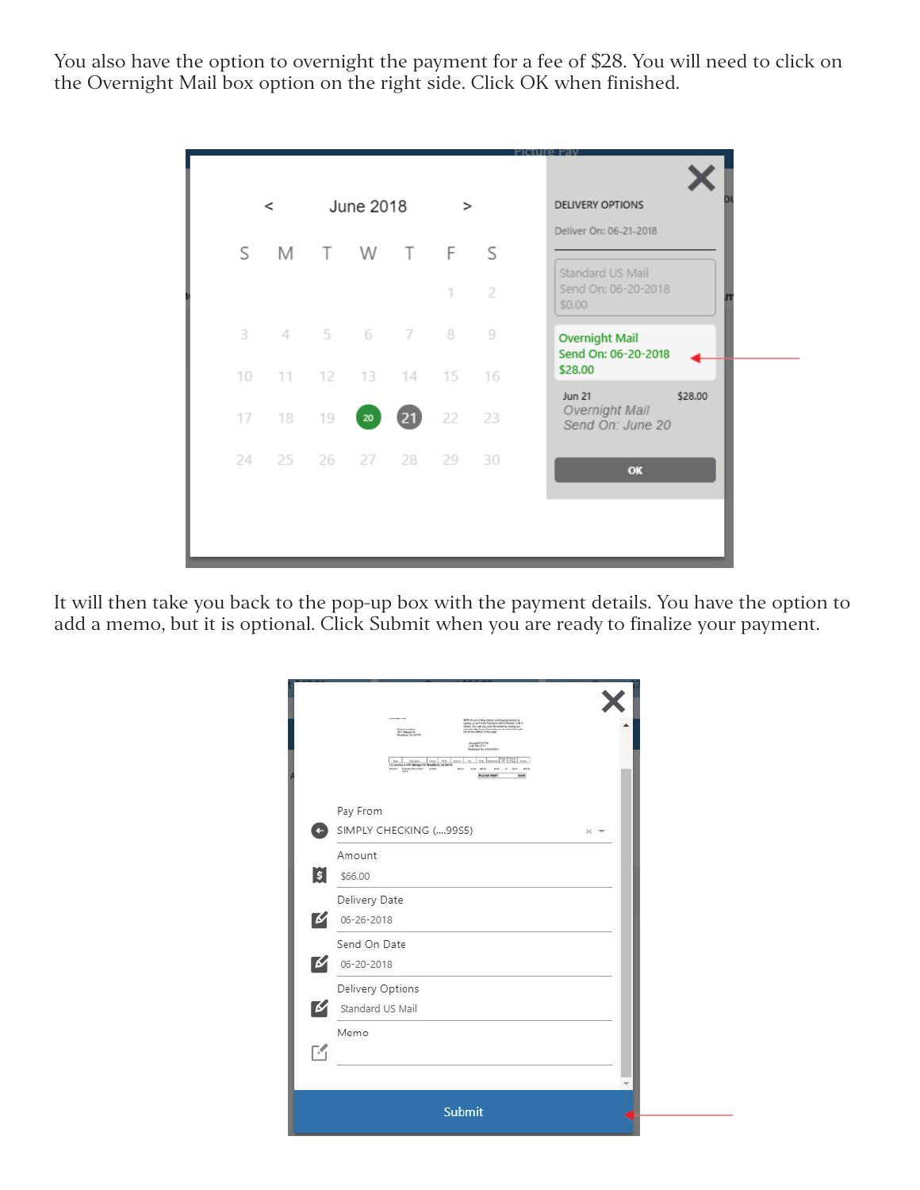You also have the option to overnight the payment for a fee of $28. You will need to click on the Overnight Mail box option on the right side. Click OK when finished.

It will then take you back to the pop-up box with the payment details. You have the option to add a memo, but it is optional. Click Submit when you are ready to finalize your payment.